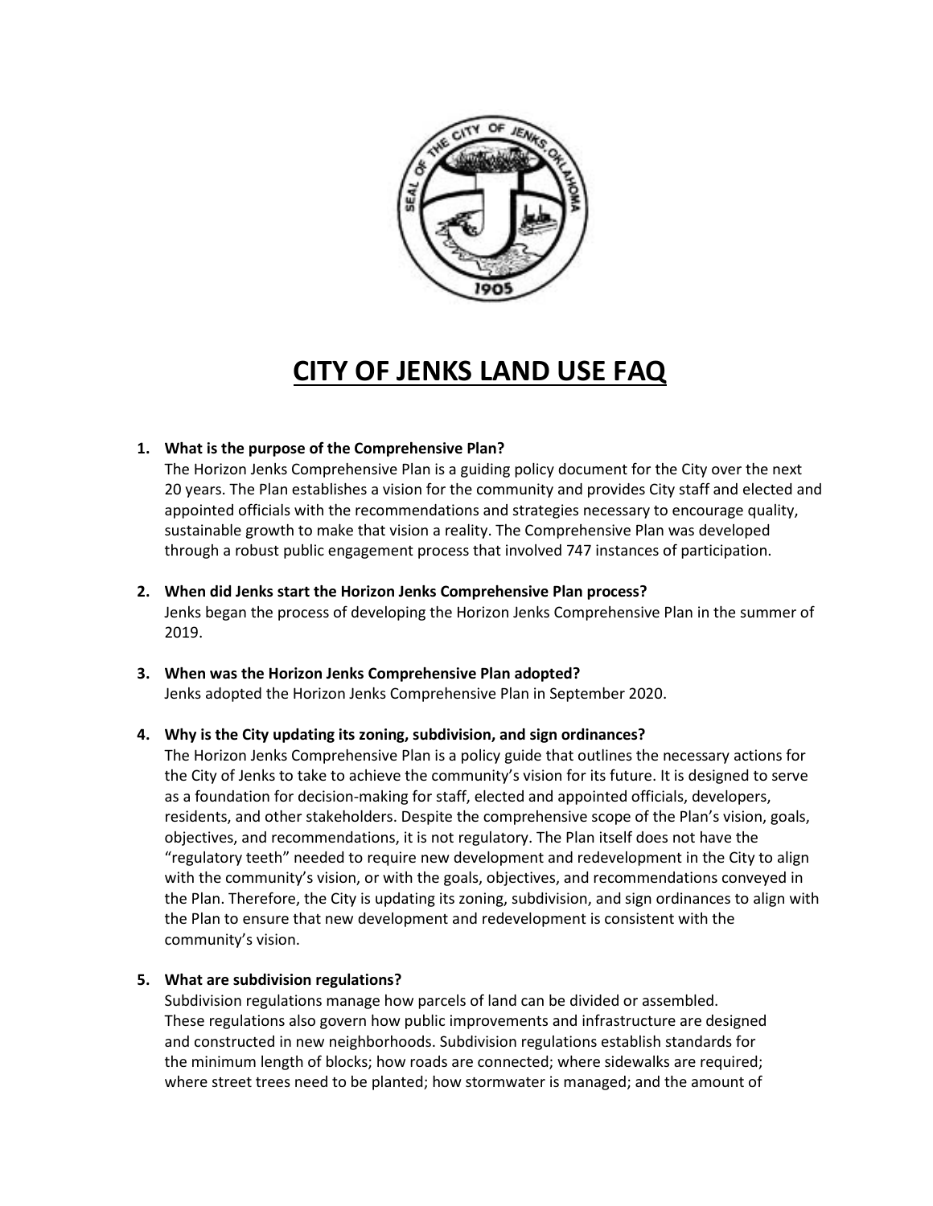# CITY OF JENKS LAND USE FAQ

1. **What is the purpose of the Comprehensive Plan?**
   The Horizon Jenks Comprehensive Plan is a guiding policy document for the City over the next 20 years. The Plan establishes a vision for the community and provides City staff and elected and appointed officials with the recommendations and strategies necessary to encourage quality, sustainable growth to make that vision a reality. The Comprehensive Plan was developed through a robust public engagement process that involved 747 instances of participation.

2. **When did Jenks start the Horizon Jenks Comprehensive Plan process?**
   Jenks began the process of developing the Horizon Jenks Comprehensive Plan in the summer of 2019.

3. **When was the Horizon Jenks Comprehensive Plan adopted?**
   Jenks adopted the Horizon Jenks Comprehensive Plan in September 2020.

4. **Why is the City updating its zoning, subdivision, and sign ordinances?**
   The Horizon Jenks Comprehensive Plan is a policy guide that outlines the necessary actions for the City of Jenks to take to achieve the community's vision for its future. It is designed to serve as a foundation for decision-making for staff, elected and appointed officials, developers, residents, and other stakeholders. Despite the comprehensive scope of the Plan's vision, goals, objectives, and recommendations, it is not regulatory. The Plan itself does not have the "regulatory teeth" needed to require new development and redevelopment in the City to align with the community's vision, or with the goals, objectives, and recommendations conveyed in the Plan. Therefore, the City is updating its zoning, subdivision, and sign ordinances to align with the Plan to ensure that new development and redevelopment is consistent with the community's vision.

5. **What are subdivision regulations?**
   Subdivision regulations manage how parcels of land can be divided or assembled. These regulations also govern how public improvements and infrastructure are designed and constructed in new neighborhoods. Subdivision regulations establish standards for the minimum length of blocks; how roads are connected; where sidewalks are required; where street trees need to be planted; how stormwater is managed; and the amount of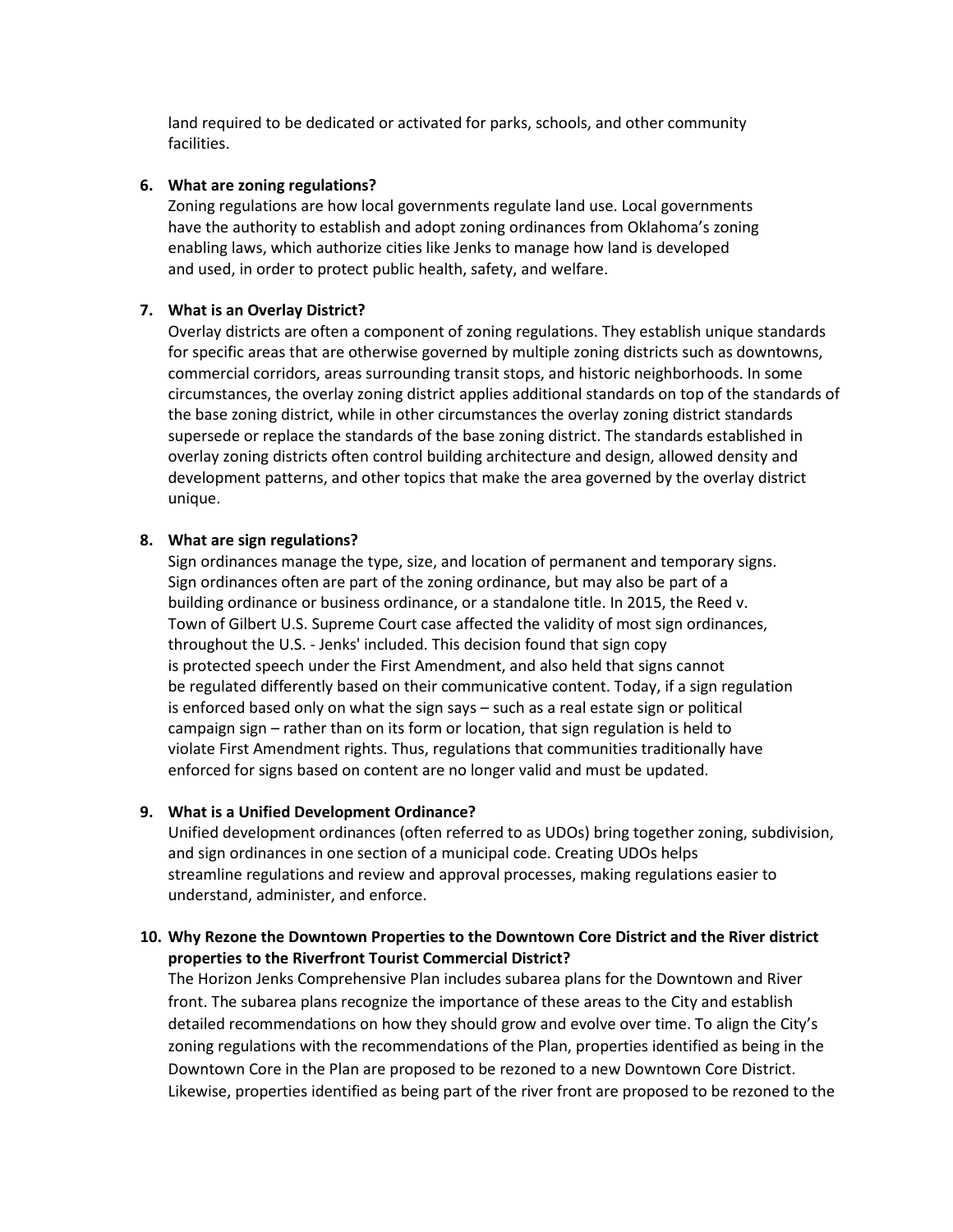land required to be dedicated or activated for parks, schools, and other community facilities.

6. **What are zoning regulations?**
   Zoning regulations are how local governments regulate land use. Local governments have the authority to establish and adopt zoning ordinances from Oklahoma's zoning enabling laws, which authorize cities like Jenks to manage how land is developed and used, in order to protect public health, safety, and welfare.

7. **What is an Overlay District?**
   Overlay districts are often a component of zoning regulations. They establish unique standards for specific areas that are otherwise governed by multiple zoning districts such as downtowns, commercial corridors, areas surrounding transit stops, and historic neighborhoods. In some circumstances, the overlay zoning district applies additional standards on top of the standards of the base zoning district, while in other circumstances the overlay zoning district standards supersede or replace the standards of the base zoning district. The standards established in overlay zoning districts often control building architecture and design, allowed density and development patterns, and other topics that make the area governed by the overlay district unique.

8. **What are sign regulations?**
   Sign ordinances manage the type, size, and location of permanent and temporary signs. Sign ordinances often are part of the zoning ordinance, but may also be part of a building ordinance or business ordinance, or a standalone title. In 2015, the Reed v. Town of Gilbert U.S. Supreme Court case affected the validity of most sign ordinances, throughout the U.S. - Jenks' included. This decision found that sign copy is protected speech under the First Amendment, and also held that signs cannot be regulated differently based on their communicative content. Today, if a sign regulation is enforced based only on what the sign says – such as a real estate sign or political campaign sign – rather than on its form or location, that sign regulation is held to violate First Amendment rights. Thus, regulations that communities traditionally have enforced for signs based on content are no longer valid and must be updated.

9. **What is a Unified Development Ordinance?**
   Unified development ordinances (often referred to as UDOs) bring together zoning, subdivision, and sign ordinances in one section of a municipal code. Creating UDOs helps streamline regulations and review and approval processes, making regulations easier to understand, administer, and enforce.

10. **Why Rezone the Downtown Properties to the Downtown Core District and the River district properties to the Riverfront Tourist Commercial District?**
    The Horizon Jenks Comprehensive Plan includes subarea plans for the Downtown and River front. The subarea plans recognize the importance of these areas to the City and establish detailed recommendations on how they should grow and evolve over time. To align the City's zoning regulations with the recommendations of the Plan, properties identified as being in the Downtown Core in the Plan are proposed to be rezoned to a new Downtown Core District. Likewise, properties identified as being part of the river front are proposed to be rezoned to the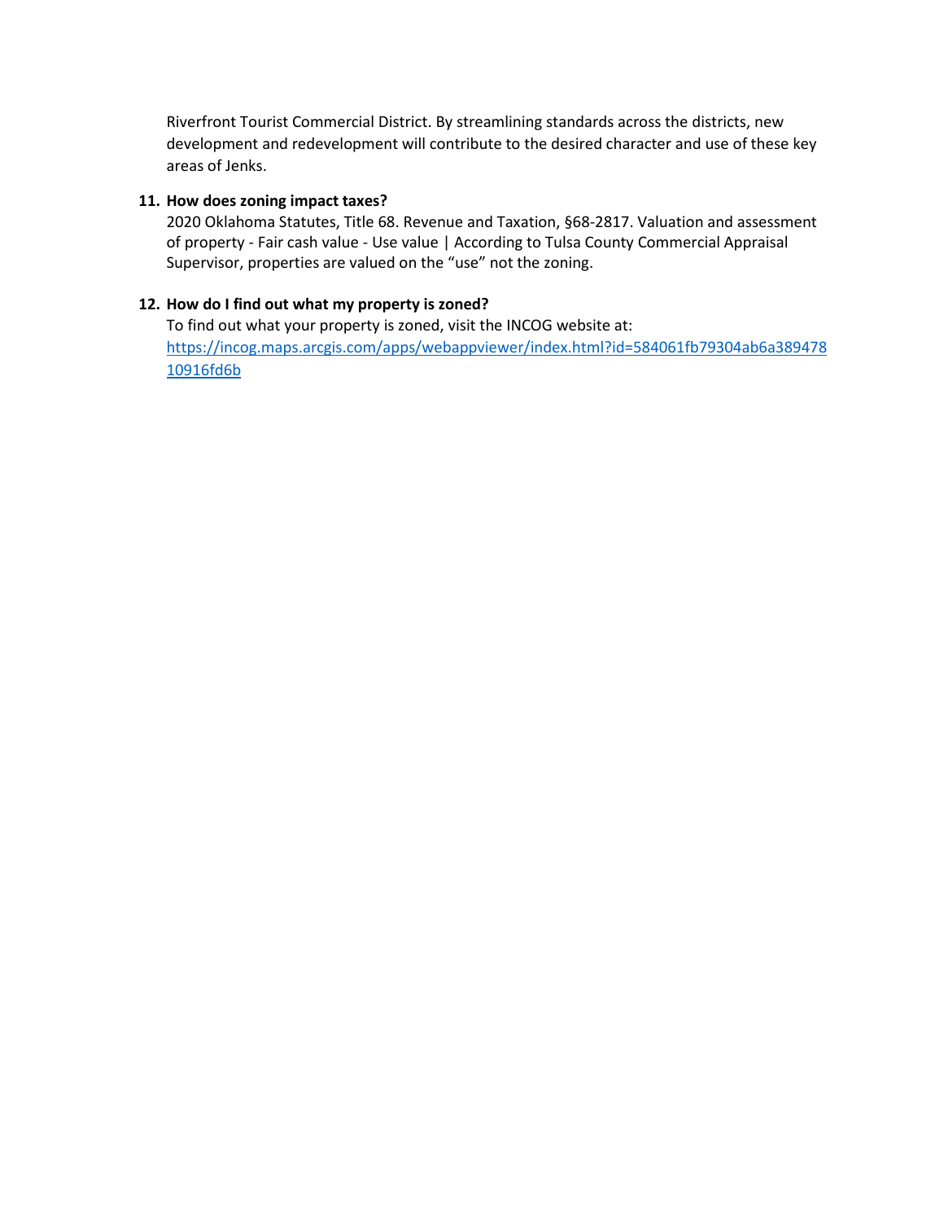Riverfront Tourist Commercial District. By streamlining standards across the districts, new development and redevelopment will contribute to the desired character and use of these key areas of Jenks.

11. **How does zoning impact taxes?**
    2020 Oklahoma Statutes, Title 68. Revenue and Taxation, §68-2817. Valuation and assessment of property - Fair cash value - Use value | According to Tulsa County Commercial Appraisal Supervisor, properties are valued on the "use" not the zoning.

12. **How do I find out what my property is zoned?**
    To find out what your property is zoned, visit the INCOG website at: [https://incog.maps.arcgis.com/apps/webappviewer/index.html?id=584061fb79304ab6a38947810916fd6b](https://incog.maps.arcgis.com/apps/webappviewer/index.html?id=584061fb79304ab6a38947810916fd6b)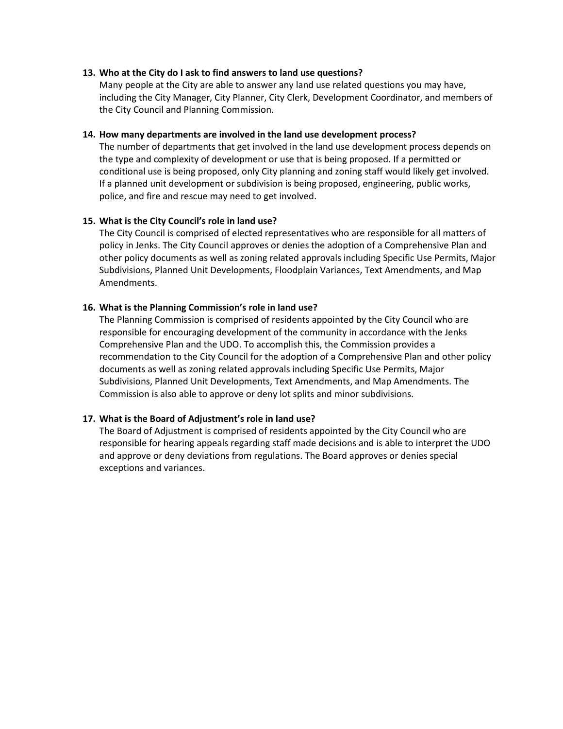13. **Who at the City do I ask to find answers to land use questions?**
    Many people at the City are able to answer any land use related questions you may have, including the City Manager, City Planner, City Clerk, Development Coordinator, and members of the City Council and Planning Commission.

14. **How many departments are involved in the land use development process?**
    The number of departments that get involved in the land use development process depends on the type and complexity of development or use that is being proposed. If a permitted or conditional use is being proposed, only City planning and zoning staff would likely get involved. If a planned unit development or subdivision is being proposed, engineering, public works, police, and fire and rescue may need to get involved.

15. **What is the City Council's role in land use?**
    The City Council is comprised of elected representatives who are responsible for all matters of policy in Jenks. The City Council approves or denies the adoption of a Comprehensive Plan and other policy documents as well as zoning related approvals including Specific Use Permits, Major Subdivisions, Planned Unit Developments, Floodplain Variances, Text Amendments, and Map Amendments.

16. **What is the Planning Commission's role in land use?**
    The Planning Commission is comprised of residents appointed by the City Council who are responsible for encouraging development of the community in accordance with the Jenks Comprehensive Plan and the UDO. To accomplish this, the Commission provides a recommendation to the City Council for the adoption of a Comprehensive Plan and other policy documents as well as zoning related approvals including Specific Use Permits, Major Subdivisions, Planned Unit Developments, Text Amendments, and Map Amendments. The Commission is also able to approve or deny lot splits and minor subdivisions.

17. **What is the Board of Adjustment's role in land use?**
    The Board of Adjustment is comprised of residents appointed by the City Council who are responsible for hearing appeals regarding staff made decisions and is able to interpret the UDO and approve or deny deviations from regulations. The Board approves or denies special exceptions and variances.